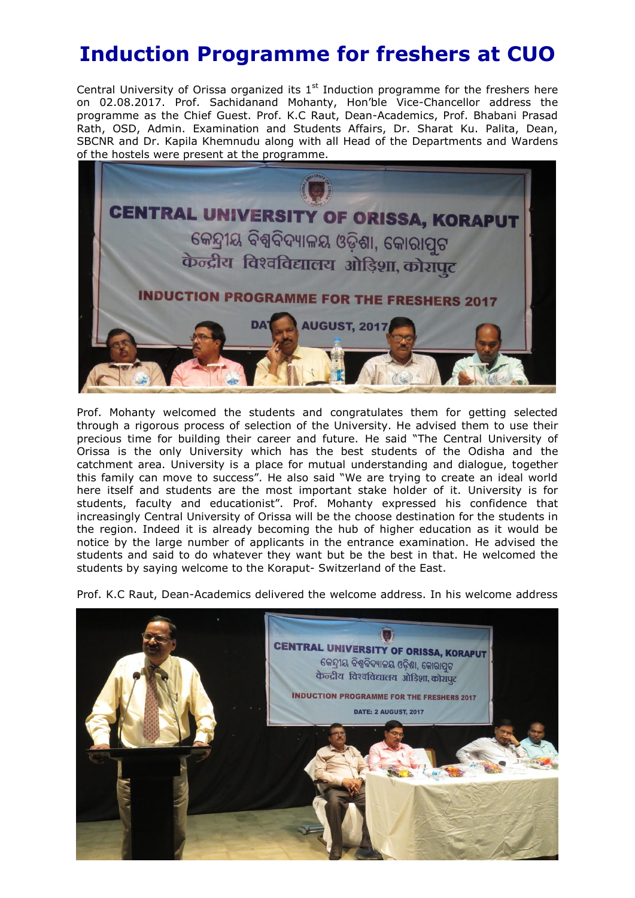# Induction Programme for freshers at CUO

Central University of Orissa organized its 1st Induction programme for the freshers here on 02.08.2017. Prof. Sachidanand Mohanty, Hon'ble Vice-Chancellor address the programme as the Chief Guest. Prof. K.C Raut, Dean-Academics, Prof. Bhabani Prasad Rath, OSD, Admin. Examination and Students Affairs, Dr. Sharat Ku. Palita, Dean, SBCNR and Dr. Kapila Khemnudu along with all Head of the Departments and Wardens of the hostels were present at the programme.

Prof. Mohanty welcomed the students and congratulates them for getting selected through a rigorous process of selection of the University. He advised them to use their precious time for building their career and future. He said "The Central University of Orissa is the only University which has the best students of the Odisha and the catchment area. University is a place for mutual understanding and dialogue, together this family can move to success". He also said "We are trying to create an ideal world here itself and students are the most important stake holder of it. University is for students, faculty and educationist". Prof. Mohanty expressed his confidence that increasingly Central University of Orissa will be the choose destination for the students in the region. Indeed it is already becoming the hub of higher education as it would be notice by the large number of applicants in the entrance examination. He advised the students and said to do whatever they want but be the best in that. He welcomed the students by saying welcome to the Koraput- Switzerland of the East.

Prof. K.C Raut, Dean-Academics delivered the welcome address. In his welcome address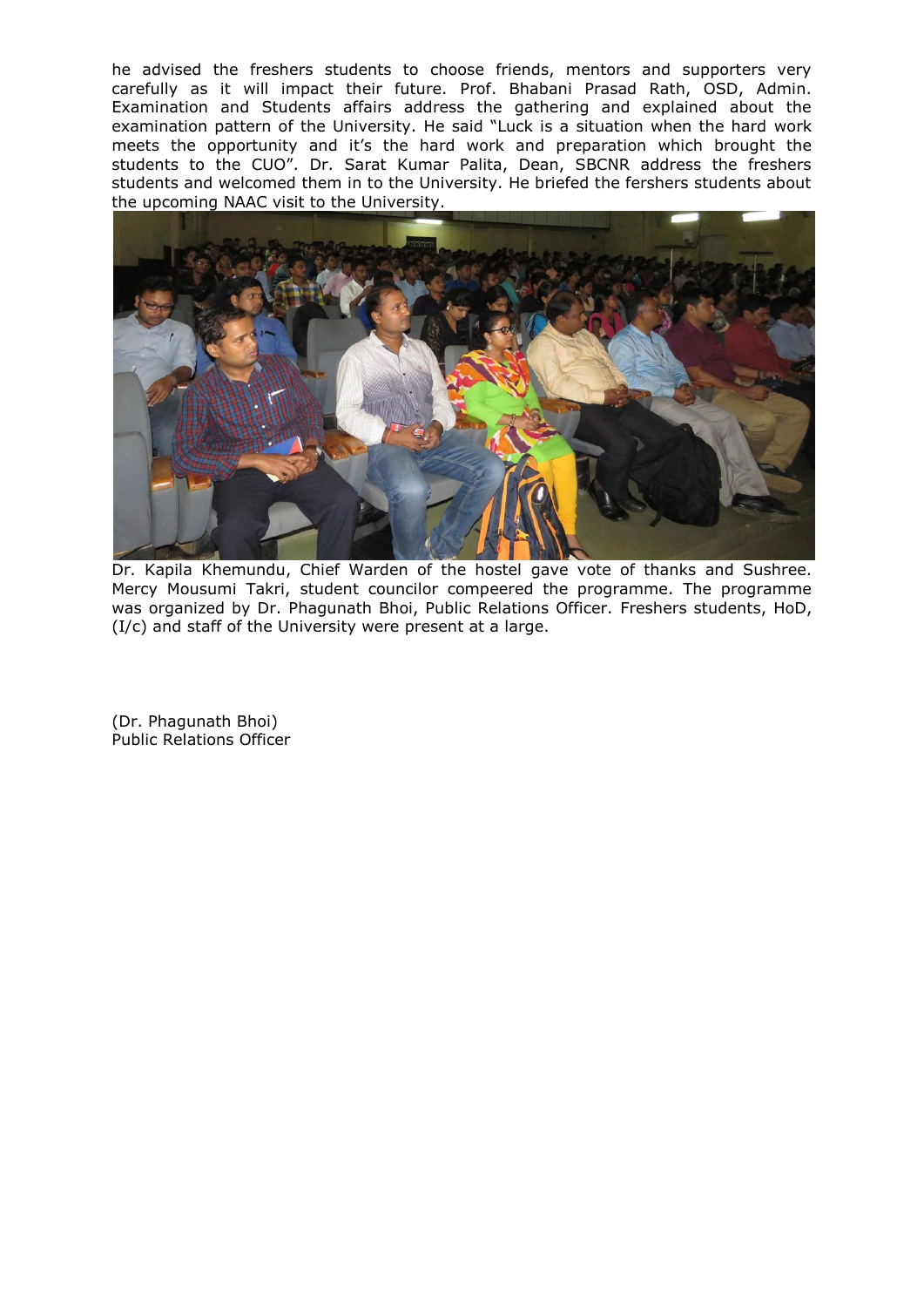he advised the freshers students to choose friends, mentors and supporters very carefully as it will impact their future. Prof. Bhabani Prasad Rath, OSD, Admin. Examination and Students affairs address the gathering and explained about the examination pattern of the University. He said "Luck is a situation when the hard work meets the opportunity and it's the hard work and preparation which brought the students to the CUO". Dr. Sarat Kumar Palita, Dean, SBCNR address the freshers students and welcomed them in to the University. He briefed the fershers students about the upcoming NAAC visit to the University.

Dr. Kapila Khemundu, Chief Warden of the hostel gave vote of thanks and Sushree. Mercy Mousumi Takri, student councilor compeered the programme. The programme was organized by Dr. Phagunath Bhoi, Public Relations Officer. Freshers students, HoD, (I/c) and staff of the University were present at a large.

(Dr. Phagunath Bhoi)
Public Relations Officer